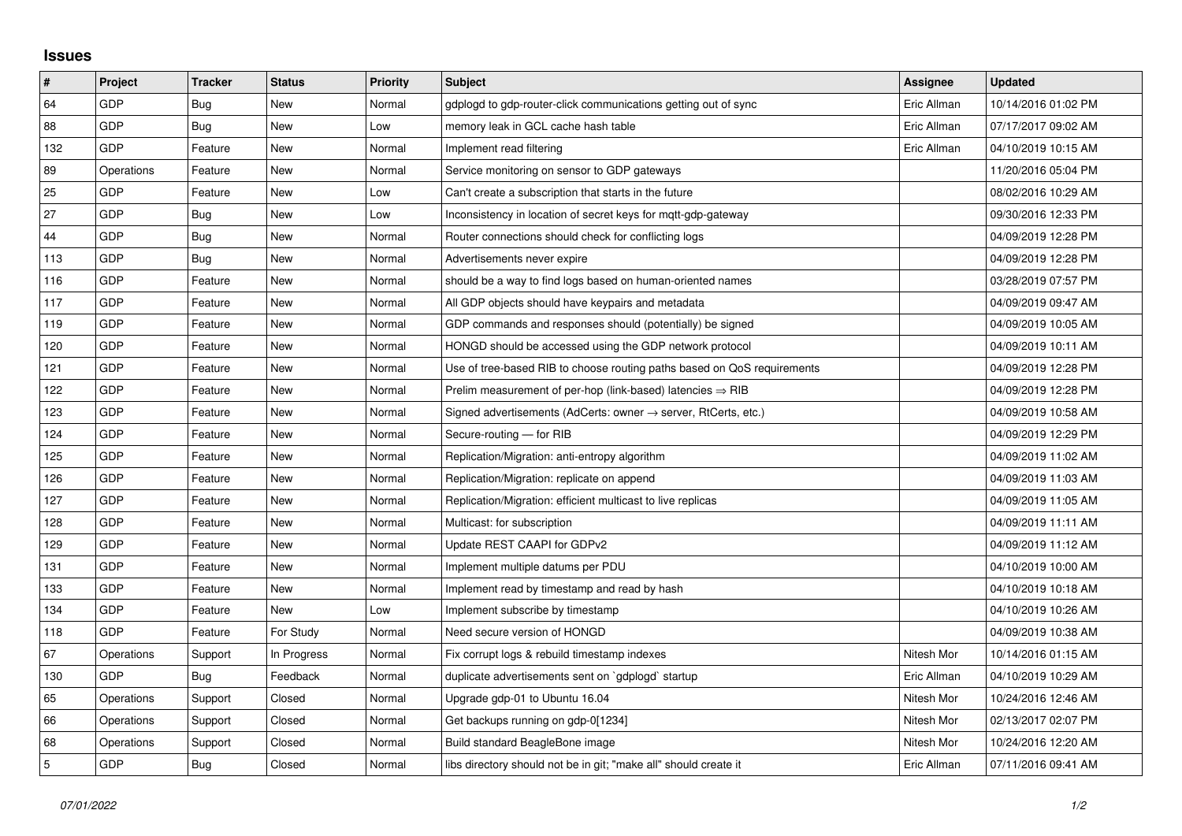# Issues

| # | Project | Tracker | Status | Priority | Subject | Assignee | Updated |
|---|---|---|---|---|---|---|---|
| 64 | GDP | Bug | New | Normal | gdplogd to gdp-router-click communications getting out of sync | Eric Allman | 10/14/2016 01:02 PM |
| 88 | GDP | Bug | New | Low | memory leak in GCL cache hash table | Eric Allman | 07/17/2017 09:02 AM |
| 132 | GDP | Feature | New | Normal | Implement read filtering | Eric Allman | 04/10/2019 10:15 AM |
| 89 | Operations | Feature | New | Normal | Service monitoring on sensor to GDP gateways | | 11/20/2016 05:04 PM |
| 25 | GDP | Feature | New | Low | Can't create a subscription that starts in the future | | 08/02/2016 10:29 AM |
| 27 | GDP | Bug | New | Low | Inconsistency in location of secret keys for mqtt-gdp-gateway | | 09/30/2016 12:33 PM |
| 44 | GDP | Bug | New | Normal | Router connections should check for conflicting logs | | 04/09/2019 12:28 PM |
| 113 | GDP | Bug | New | Normal | Advertisements never expire | | 04/09/2019 12:28 PM |
| 116 | GDP | Feature | New | Normal | should be a way to find logs based on human-oriented names | | 03/28/2019 07:57 PM |
| 117 | GDP | Feature | New | Normal | All GDP objects should have keypairs and metadata | | 04/09/2019 09:47 AM |
| 119 | GDP | Feature | New | Normal | GDP commands and responses should (potentially) be signed | | 04/09/2019 10:05 AM |
| 120 | GDP | Feature | New | Normal | HONGD should be accessed using the GDP network protocol | | 04/09/2019 10:11 AM |
| 121 | GDP | Feature | New | Normal | Use of tree-based RIB to choose routing paths based on QoS requirements | | 04/09/2019 12:28 PM |
| 122 | GDP | Feature | New | Normal | Prelim measurement of per-hop (link-based) latencies ⇒ RIB | | 04/09/2019 12:28 PM |
| 123 | GDP | Feature | New | Normal | Signed advertisements (AdCerts: owner → server, RtCerts, etc.) | | 04/09/2019 10:58 AM |
| 124 | GDP | Feature | New | Normal | Secure-routing — for RIB | | 04/09/2019 12:29 PM |
| 125 | GDP | Feature | New | Normal | Replication/Migration: anti-entropy algorithm | | 04/09/2019 11:02 AM |
| 126 | GDP | Feature | New | Normal | Replication/Migration: replicate on append | | 04/09/2019 11:03 AM |
| 127 | GDP | Feature | New | Normal | Replication/Migration: efficient multicast to live replicas | | 04/09/2019 11:05 AM |
| 128 | GDP | Feature | New | Normal | Multicast: for subscription | | 04/09/2019 11:11 AM |
| 129 | GDP | Feature | New | Normal | Update REST CAAPI for GDPv2 | | 04/09/2019 11:12 AM |
| 131 | GDP | Feature | New | Normal | Implement multiple datums per PDU | | 04/10/2019 10:00 AM |
| 133 | GDP | Feature | New | Normal | Implement read by timestamp and read by hash | | 04/10/2019 10:18 AM |
| 134 | GDP | Feature | New | Low | Implement subscribe by timestamp | | 04/10/2019 10:26 AM |
| 118 | GDP | Feature | For Study | Normal | Need secure version of HONGD | | 04/09/2019 10:38 AM |
| 67 | Operations | Support | In Progress | Normal | Fix corrupt logs & rebuild timestamp indexes | Nitesh Mor | 10/14/2016 01:15 AM |
| 130 | GDP | Bug | Feedback | Normal | duplicate advertisements sent on `gdplogd` startup | Eric Allman | 04/10/2019 10:29 AM |
| 65 | Operations | Support | Closed | Normal | Upgrade gdp-01 to Ubuntu 16.04 | Nitesh Mor | 10/24/2016 12:46 AM |
| 66 | Operations | Support | Closed | Normal | Get backups running on gdp-0[1234] | Nitesh Mor | 02/13/2017 02:07 PM |
| 68 | Operations | Support | Closed | Normal | Build standard BeagleBone image | Nitesh Mor | 10/24/2016 12:20 AM |
| 5 | GDP | Bug | Closed | Normal | libs directory should not be in git; "make all" should create it | Eric Allman | 07/11/2016 09:41 AM |

*07/01/2022*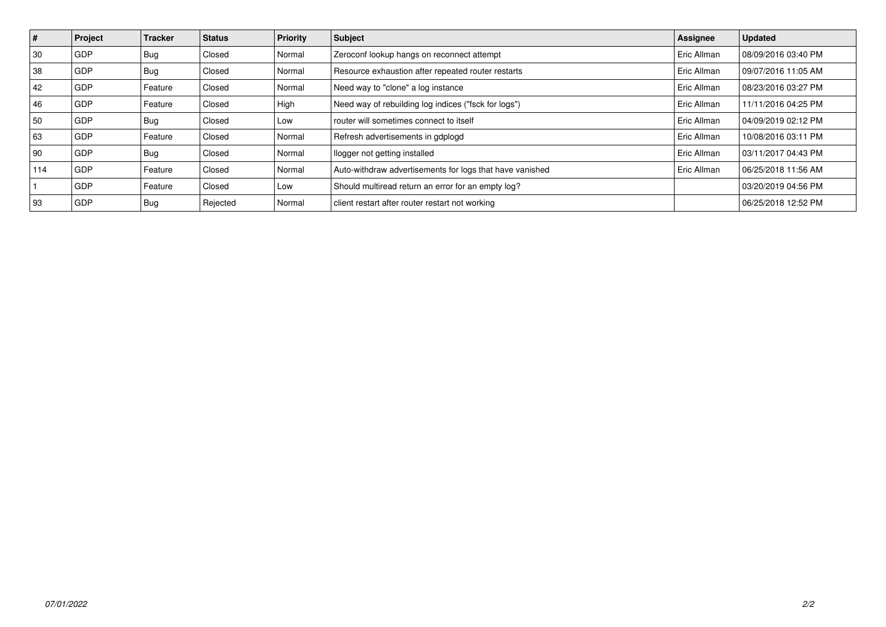| # | Project | Tracker | Status | Priority | Subject | Assignee | Updated |
|---|---|---|---|---|---|---|---|
| 30 | GDP | Bug | Closed | Normal | Zeroconf lookup hangs on reconnect attempt | Eric Allman | 08/09/2016 03:40 PM |
| 38 | GDP | Bug | Closed | Normal | Resource exhaustion after repeated router restarts | Eric Allman | 09/07/2016 11:05 AM |
| 42 | GDP | Feature | Closed | Normal | Need way to "clone" a log instance | Eric Allman | 08/23/2016 03:27 PM |
| 46 | GDP | Feature | Closed | High | Need way of rebuilding log indices ("fsck for logs") | Eric Allman | 11/11/2016 04:25 PM |
| 50 | GDP | Bug | Closed | Low | router will sometimes connect to itself | Eric Allman | 04/09/2019 02:12 PM |
| 63 | GDP | Feature | Closed | Normal | Refresh advertisements in gdplogd | Eric Allman | 10/08/2016 03:11 PM |
| 90 | GDP | Bug | Closed | Normal | llogger not getting installed | Eric Allman | 03/11/2017 04:43 PM |
| 114 | GDP | Feature | Closed | Normal | Auto-withdraw advertisements for logs that have vanished | Eric Allman | 06/25/2018 11:56 AM |
| 1 | GDP | Feature | Closed | Low | Should multiread return an error for an empty log? | | 03/20/2019 04:56 PM |
| 93 | GDP | Bug | Rejected | Normal | client restart after router restart not working | | 06/25/2018 12:52 PM |